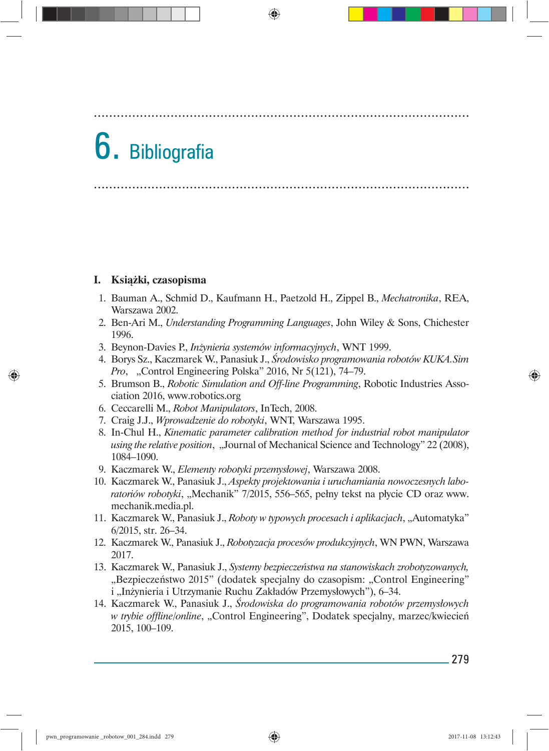# 6. Bibliografia

## I. Książki, czasopisma

1. Bauman A., Schmid D., Kaufmann H., Paetzold H., Zippel B., *Mechatronika*, REA, Warszawa 2002.
2. Ben-Ari M., *Understanding Programming Languages*, John Wiley & Sons, Chichester 1996.
3. Beynon-Davies P., *Inżynieria systemów informacyjnych*, WNT 1999.
4. Borys Sz., Kaczmarek W., Panasiuk J., *Środowisko programowania robotów KUKA.Sim Pro*, „Control Engineering Polska" 2016, Nr 5(121), 74–79.
5. Brumson B., *Robotic Simulation and Off-line Programming*, Robotic Industries Association 2016, www.robotics.org
6. Ceccarelli M., *Robot Manipulators*, InTech, 2008.
7. Craig J.J., *Wprowadzenie do robotyki*, WNT, Warszawa 1995.
8. In-Chul H., *Kinematic parameter calibration method for industrial robot manipulator using the relative position*, „Journal of Mechanical Science and Technology" 22 (2008), 1084–1090.
9. Kaczmarek W., *Elementy robotyki przemysłowej*, Warszawa 2008.
10. Kaczmarek W., Panasiuk J., *Aspekty projektowania i uruchamiania nowoczesnych laboratoriów robotyki*, „Mechanik" 7/2015, 556–565, pełny tekst na płycie CD oraz www.mechanik.media.pl.
11. Kaczmarek W., Panasiuk J., *Roboty w typowych procesach i aplikacjach*, „Automatyka" 6/2015, str. 26–34.
12. Kaczmarek W., Panasiuk J., *Robotyzacja procesów produkcyjnych*, WN PWN, Warszawa 2017.
13. Kaczmarek W., Panasiuk J., *Systemy bezpieczeństwa na stanowiskach zrobotyzowanych,* „Bezpieczeństwo 2015" (dodatek specjalny do czasopism: „Control Engineering" i „Inżynieria i Utrzymanie Ruchu Zakładów Przemysłowych"), 6–34.
14. Kaczmarek W., Panasiuk J., *Środowiska do programowania robotów przemysłowych w trybie offline/online*, „Control Engineering", Dodatek specjalny, marzec/kwiecień 2015, 100–109.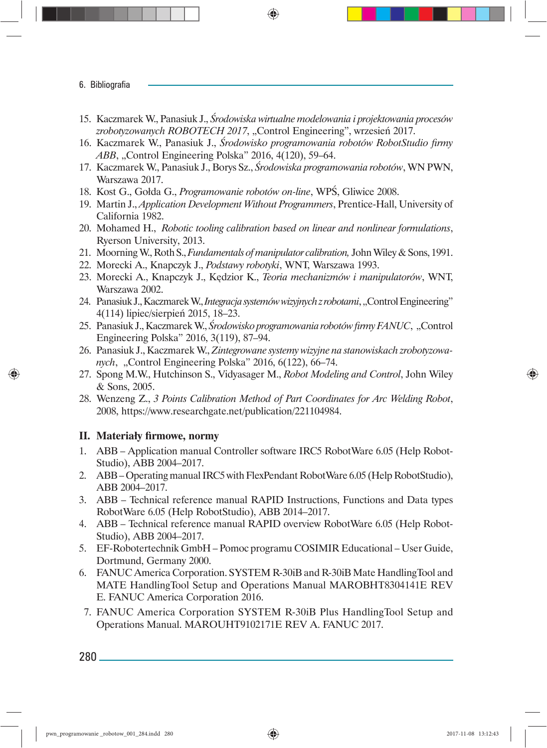15. Kaczmarek W., Panasiuk J., *Środowiska wirtualne modelowania i projektowania procesów zrobotyzowanych ROBOTECH 2017*, „Control Engineering", wrzesień 2017.
16. Kaczmarek W., Panasiuk J., *Środowisko programowania robotów RobotStudio firmy ABB*, „Control Engineering Polska" 2016, 4(120), 59–64.
17. Kaczmarek W., Panasiuk J., Borys Sz., *Środowiska programowania robotów*, WN PWN, Warszawa 2017.
18. Kost G., Gołda G., *Programowanie robotów on-line*, WPŚ, Gliwice 2008.
19. Martin J., *Application Development Without Programmers*, Prentice-Hall, University of California 1982.
20. Mohamed H., *Robotic tooling calibration based on linear and nonlinear formulations*, Ryerson University, 2013.
21. Moorning W., Roth S., *Fundamentals of manipulator calibration,* John Wiley & Sons, 1991.
22. Morecki A., Knapczyk J., *Podstawy robotyki*, WNT, Warszawa 1993.
23. Morecki A., Knapczyk J., Kędzior K., *Teoria mechanizmów i manipulatorów*, WNT, Warszawa 2002.
24. Panasiuk J., Kaczmarek W., *Integracja systemów wizyjnych z robotami*, „Control Engineering" 4(114) lipiec/sierpień 2015, 18–23.
25. Panasiuk J., Kaczmarek W., *Środowisko programowania robotów firmy FANUC*, „Control Engineering Polska" 2016, 3(119), 87–94.
26. Panasiuk J., Kaczmarek W., *Zintegrowane systemy wizyjne na stanowiskach zrobotyzowanych*, „Control Engineering Polska" 2016, 6(122), 66–74.
27. Spong M.W., Hutchinson S., Vidyasager M., *Robot Modeling and Control*, John Wiley & Sons, 2005.
28. Wenzeng Z., *3 Points Calibration Method of Part Coordinates for Arc Welding Robot*, 2008, https://www.researchgate.net/publication/221104984.

## II. Materiały firmowe, normy

1. ABB – Application manual Controller software IRC5 RobotWare 6.05 (Help RobotStudio), ABB 2004–2017.
2. ABB – Operating manual IRC5 with FlexPendant RobotWare 6.05 (Help RobotStudio), ABB 2004–2017.
3. ABB – Technical reference manual RAPID Instructions, Functions and Data types RobotWare 6.05 (Help RobotStudio), ABB 2014–2017.
4. ABB – Technical reference manual RAPID overview RobotWare 6.05 (Help RobotStudio), ABB 2004–2017.
5. EF-Robotertechnik GmbH – Pomoc programu COSIMIR Educational – User Guide, Dortmund, Germany 2000.
6. FANUC America Corporation. SYSTEM R-30iB and R-30iB Mate HandlingTool and MATE HandlingTool Setup and Operations Manual MAROBHT8304141E REV E. FANUC America Corporation 2016.
7. FANUC America Corporation SYSTEM R-30iB Plus HandlingTool Setup and Operations Manual. MAROUHT9102171E REV A. FANUC 2017.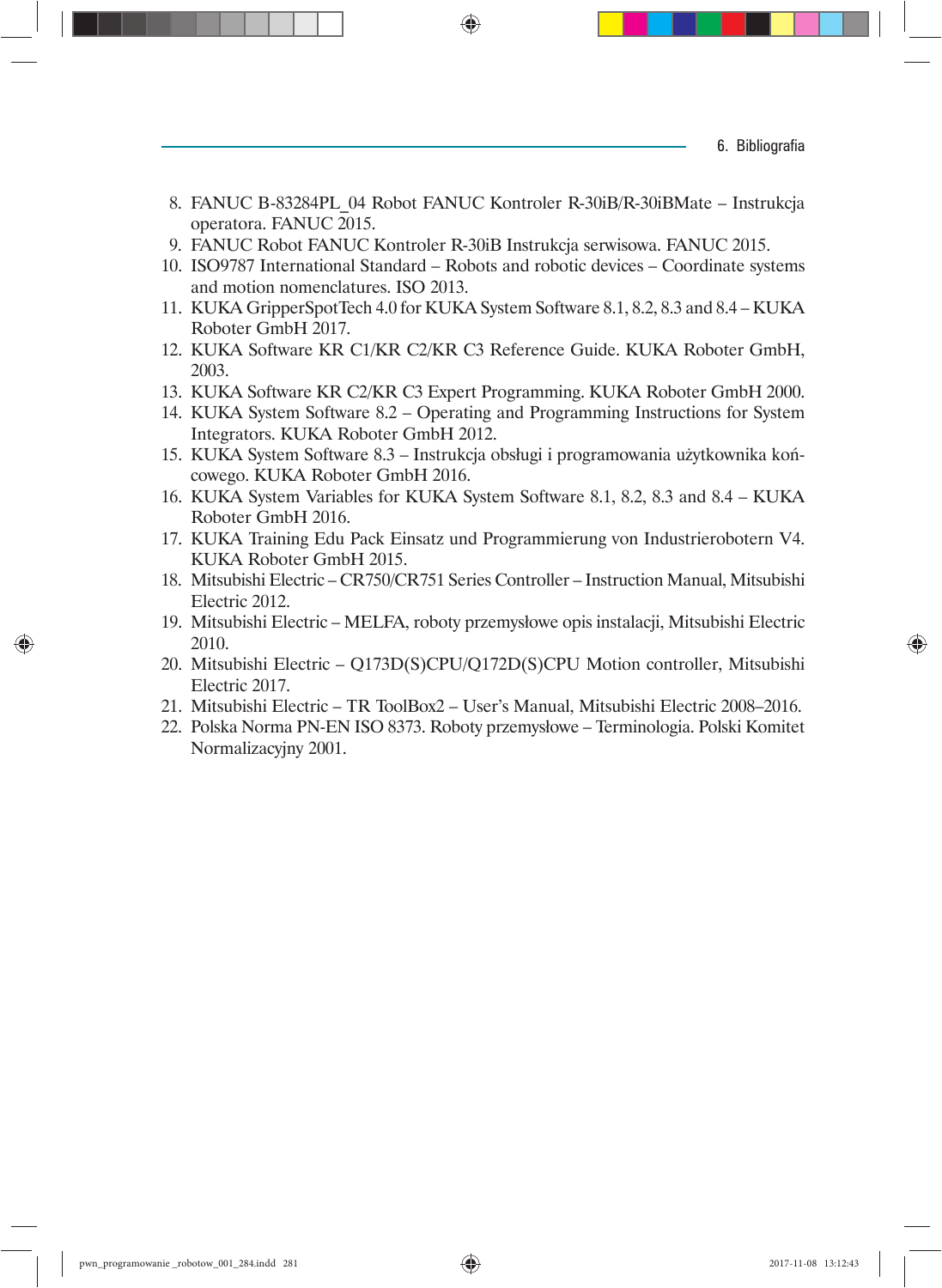8. FANUC B-83284PL_04 Robot FANUC Kontroler R-30iB/R-30iBMate – Instrukcja operatora. FANUC 2015.
9. FANUC Robot FANUC Kontroler R-30iB Instrukcja serwisowa. FANUC 2015.
10. ISO9787 International Standard – Robots and robotic devices – Coordinate systems and motion nomenclatures. ISO 2013.
11. KUKA GripperSpotTech 4.0 for KUKA System Software 8.1, 8.2, 8.3 and 8.4 – KUKA Roboter GmbH 2017.
12. KUKA Software KR C1/KR C2/KR C3 Reference Guide. KUKA Roboter GmbH, 2003.
13. KUKA Software KR C2/KR C3 Expert Programming. KUKA Roboter GmbH 2000.
14. KUKA System Software 8.2 – Operating and Programming Instructions for System Integrators. KUKA Roboter GmbH 2012.
15. KUKA System Software 8.3 – Instrukcja obsługi i programowania użytkownika końcowego. KUKA Roboter GmbH 2016.
16. KUKA System Variables for KUKA System Software 8.1, 8.2, 8.3 and 8.4 – KUKA Roboter GmbH 2016.
17. KUKA Training Edu Pack Einsatz und Programmierung von Industrierobotern V4. KUKA Roboter GmbH 2015.
18. Mitsubishi Electric – CR750/CR751 Series Controller – Instruction Manual, Mitsubishi Electric 2012.
19. Mitsubishi Electric – MELFA, roboty przemysłowe opis instalacji, Mitsubishi Electric 2010.
20. Mitsubishi Electric – Q173D(S)CPU/Q172D(S)CPU Motion controller, Mitsubishi Electric 2017.
21. Mitsubishi Electric – TR ToolBox2 – User's Manual, Mitsubishi Electric 2008–2016.
22. Polska Norma PN-EN ISO 8373. Roboty przemysłowe – Terminologia. Polski Komitet Normalizacyjny 2001.